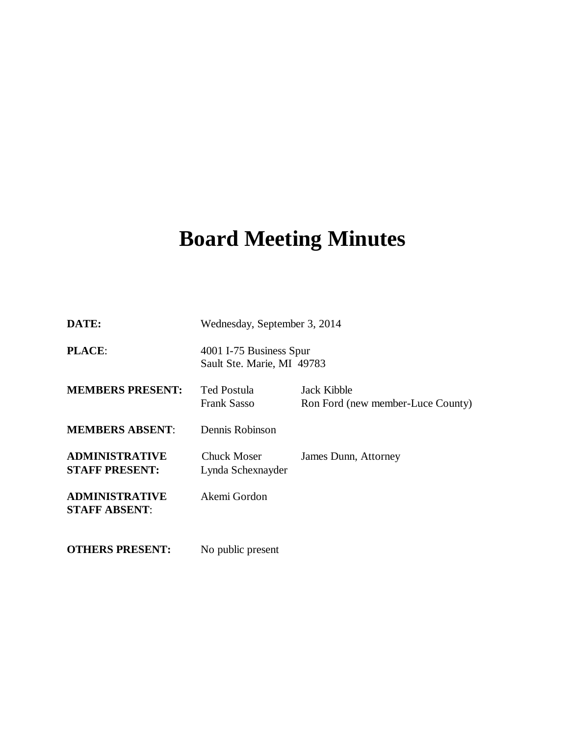# Board Meeting Minutes

| | | |
|---|---|---|
| **DATE:** | Wednesday, September 3, 2014 | |
| **PLACE**: | 4001 I-75 Business Spur<br>Sault Ste. Marie, MI 49783 | |
| **MEMBERS PRESENT:** | Ted Postula<br>Frank Sasso | Jack Kibble<br>Ron Ford (new member-Luce County) |
| **MEMBERS ABSENT**: | Dennis Robinson | |
| **ADMINISTRATIVE STAFF PRESENT:** | Chuck Moser<br>Lynda Schexnayder | James Dunn, Attorney |
| **ADMINISTRATIVE STAFF ABSENT**: | Akemi Gordon | |
| **OTHERS PRESENT:** | No public present | |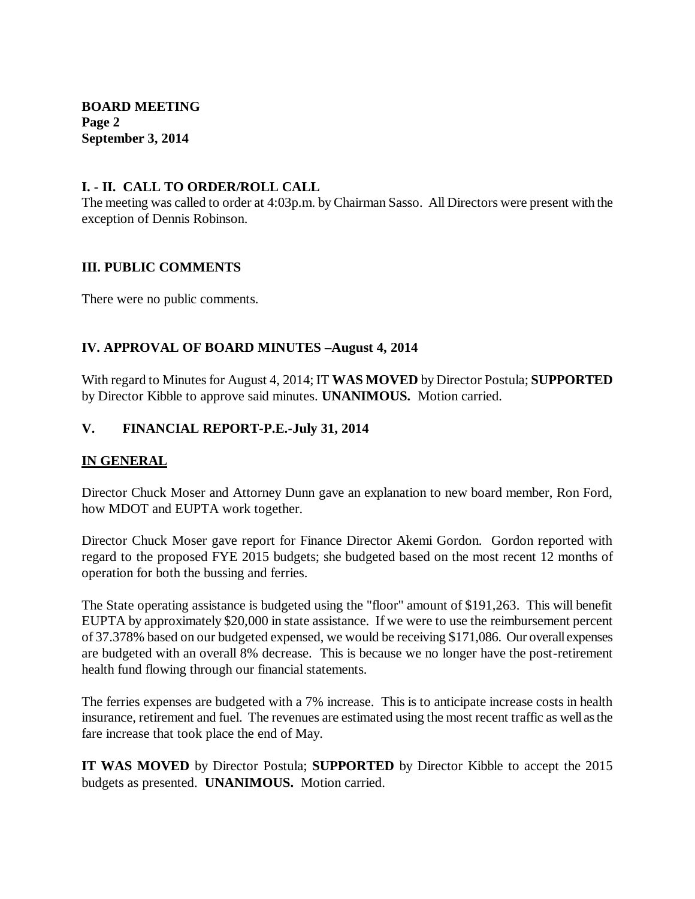**BOARD MEETING**
**Page 2**
**September 3, 2014**

## I. - II. CALL TO ORDER/ROLL CALL

The meeting was called to order at 4:03p.m. by Chairman Sasso. All Directors were present with the exception of Dennis Robinson.

## III. PUBLIC COMMENTS

There were no public comments.

## IV. APPROVAL OF BOARD MINUTES –August 4, 2014

With regard to Minutes for August 4, 2014; IT **WAS MOVED** by Director Postula; **SUPPORTED** by Director Kibble to approve said minutes. **UNANIMOUS.** Motion carried.

## V. FINANCIAL REPORT-P.E.-July 31, 2014

### IN GENERAL

Director Chuck Moser and Attorney Dunn gave an explanation to new board member, Ron Ford, how MDOT and EUPTA work together.

Director Chuck Moser gave report for Finance Director Akemi Gordon. Gordon reported with regard to the proposed FYE 2015 budgets; she budgeted based on the most recent 12 months of operation for both the bussing and ferries.

The State operating assistance is budgeted using the "floor" amount of $191,263. This will benefit EUPTA by approximately $20,000 in state assistance. If we were to use the reimbursement percent of 37.378% based on our budgeted expensed, we would be receiving $171,086. Our overall expenses are budgeted with an overall 8% decrease. This is because we no longer have the post-retirement health fund flowing through our financial statements.

The ferries expenses are budgeted with a 7% increase. This is to anticipate increase costs in health insurance, retirement and fuel. The revenues are estimated using the most recent traffic as well as the fare increase that took place the end of May.

**IT WAS MOVED** by Director Postula; **SUPPORTED** by Director Kibble to accept the 2015 budgets as presented. **UNANIMOUS.** Motion carried.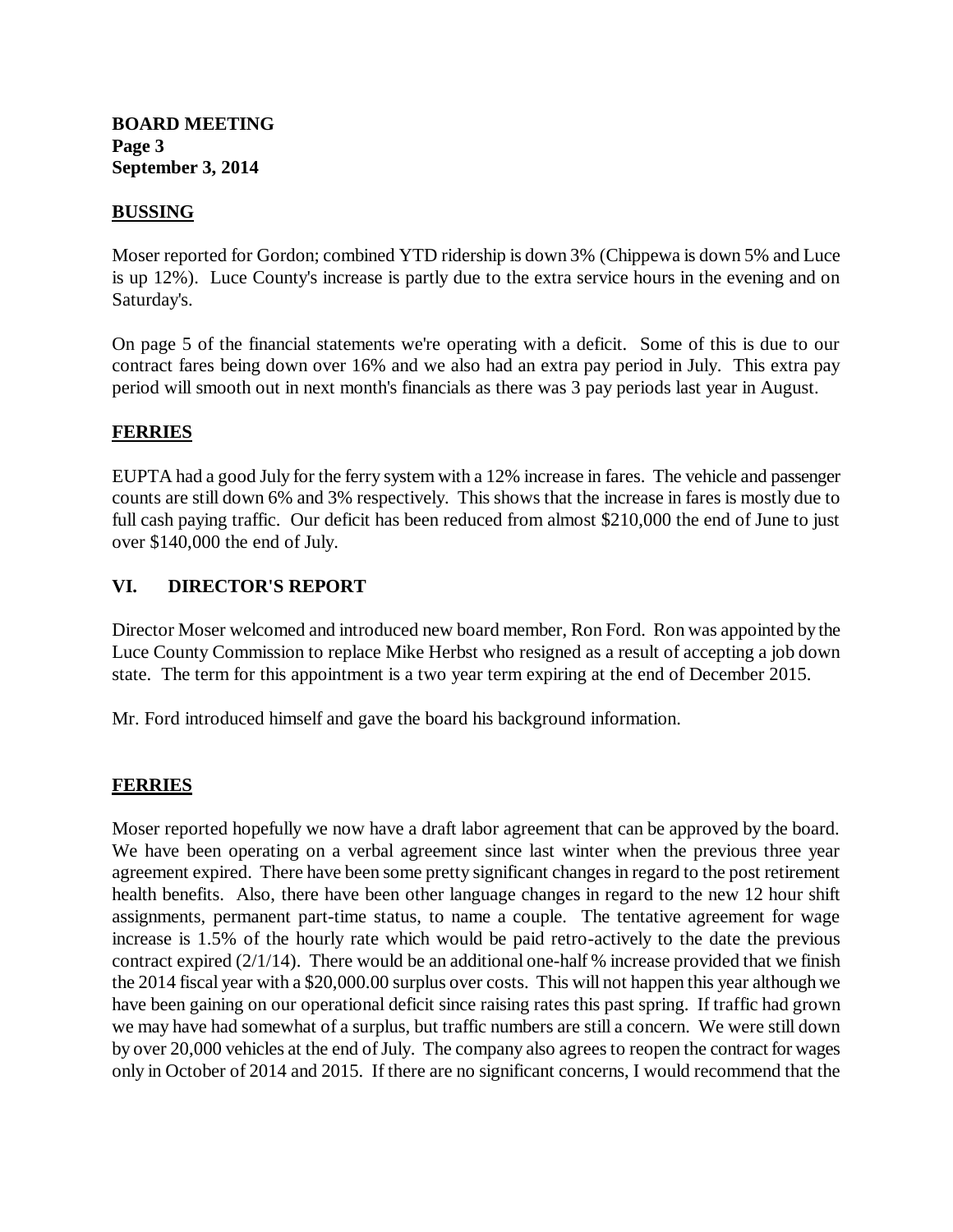## BUSSING

Moser reported for Gordon; combined YTD ridership is down 3% (Chippewa is down 5% and Luce is up 12%). Luce County's increase is partly due to the extra service hours in the evening and on Saturday's.

On page 5 of the financial statements we're operating with a deficit. Some of this is due to our contract fares being down over 16% and we also had an extra pay period in July. This extra pay period will smooth out in next month's financials as there was 3 pay periods last year in August.

## FERRIES

EUPTA had a good July for the ferry system with a 12% increase in fares. The vehicle and passenger counts are still down 6% and 3% respectively. This shows that the increase in fares is mostly due to full cash paying traffic. Our deficit has been reduced from almost $210,000 the end of June to just over $140,000 the end of July.

## VI. DIRECTOR'S REPORT

Director Moser welcomed and introduced new board member, Ron Ford. Ron was appointed by the Luce County Commission to replace Mike Herbst who resigned as a result of accepting a job down state. The term for this appointment is a two year term expiring at the end of December 2015.

Mr. Ford introduced himself and gave the board his background information.

## FERRIES

Moser reported hopefully we now have a draft labor agreement that can be approved by the board. We have been operating on a verbal agreement since last winter when the previous three year agreement expired. There have been some pretty significant changes in regard to the post retirement health benefits. Also, there have been other language changes in regard to the new 12 hour shift assignments, permanent part-time status, to name a couple. The tentative agreement for wage increase is 1.5% of the hourly rate which would be paid retro-actively to the date the previous contract expired (2/1/14). There would be an additional one-half % increase provided that we finish the 2014 fiscal year with a $20,000.00 surplus over costs. This will not happen this year although we have been gaining on our operational deficit since raising rates this past spring. If traffic had grown we may have had somewhat of a surplus, but traffic numbers are still a concern. We were still down by over 20,000 vehicles at the end of July. The company also agrees to reopen the contract for wages only in October of 2014 and 2015. If there are no significant concerns, I would recommend that the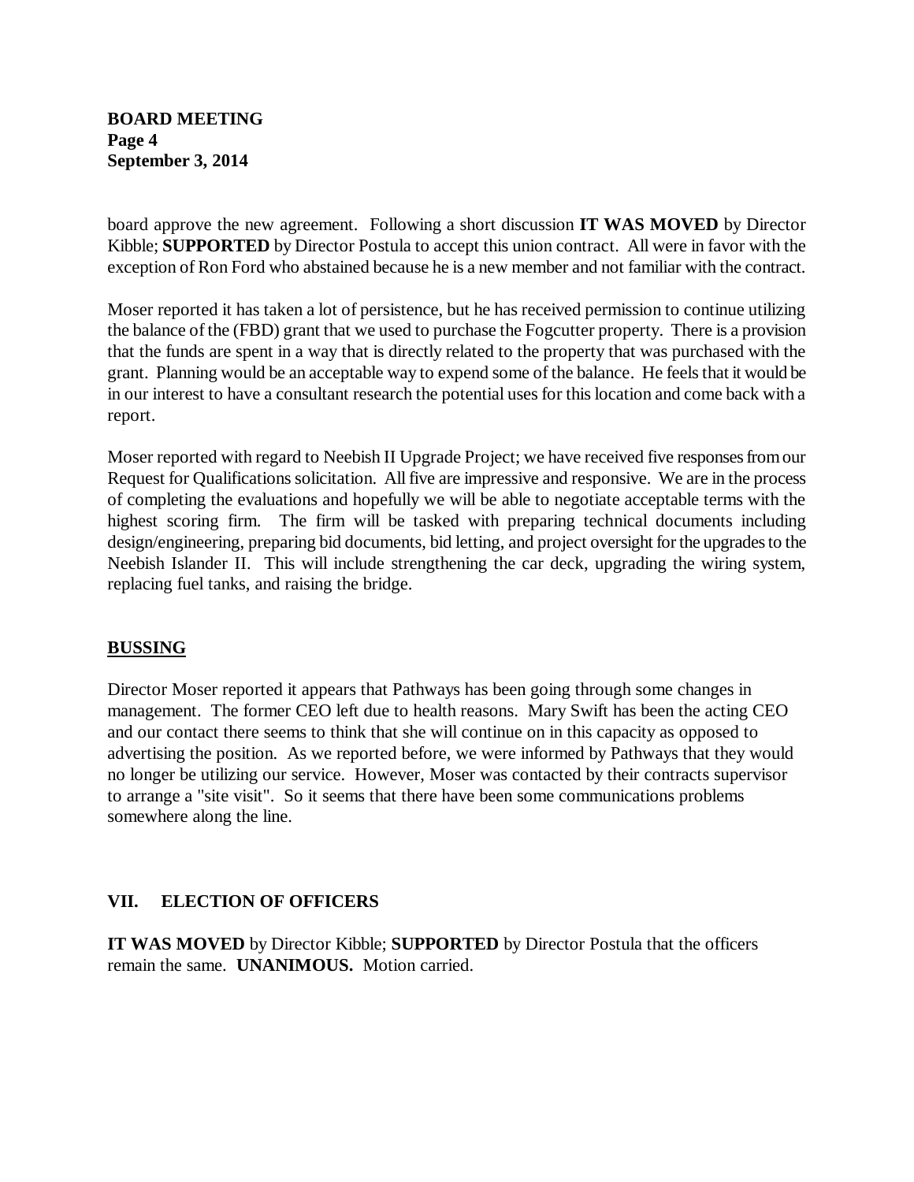board approve the new agreement. Following a short discussion **IT WAS MOVED** by Director Kibble; **SUPPORTED** by Director Postula to accept this union contract. All were in favor with the exception of Ron Ford who abstained because he is a new member and not familiar with the contract.

Moser reported it has taken a lot of persistence, but he has received permission to continue utilizing the balance of the (FBD) grant that we used to purchase the Fogcutter property. There is a provision that the funds are spent in a way that is directly related to the property that was purchased with the grant. Planning would be an acceptable way to expend some of the balance. He feels that it would be in our interest to have a consultant research the potential uses for this location and come back with a report.

Moser reported with regard to Neebish II Upgrade Project; we have received five responses from our Request for Qualifications solicitation. All five are impressive and responsive. We are in the process of completing the evaluations and hopefully we will be able to negotiate acceptable terms with the highest scoring firm. The firm will be tasked with preparing technical documents including design/engineering, preparing bid documents, bid letting, and project oversight for the upgrades to the Neebish Islander II. This will include strengthening the car deck, upgrading the wiring system, replacing fuel tanks, and raising the bridge.

**BUSSING**

Director Moser reported it appears that Pathways has been going through some changes in management. The former CEO left due to health reasons. Mary Swift has been the acting CEO and our contact there seems to think that she will continue on in this capacity as opposed to advertising the position. As we reported before, we were informed by Pathways that they would no longer be utilizing our service. However, Moser was contacted by their contracts supervisor to arrange a "site visit". So it seems that there have been some communications problems somewhere along the line.

## VII. ELECTION OF OFFICERS

**IT WAS MOVED** by Director Kibble; **SUPPORTED** by Director Postula that the officers remain the same. **UNANIMOUS.** Motion carried.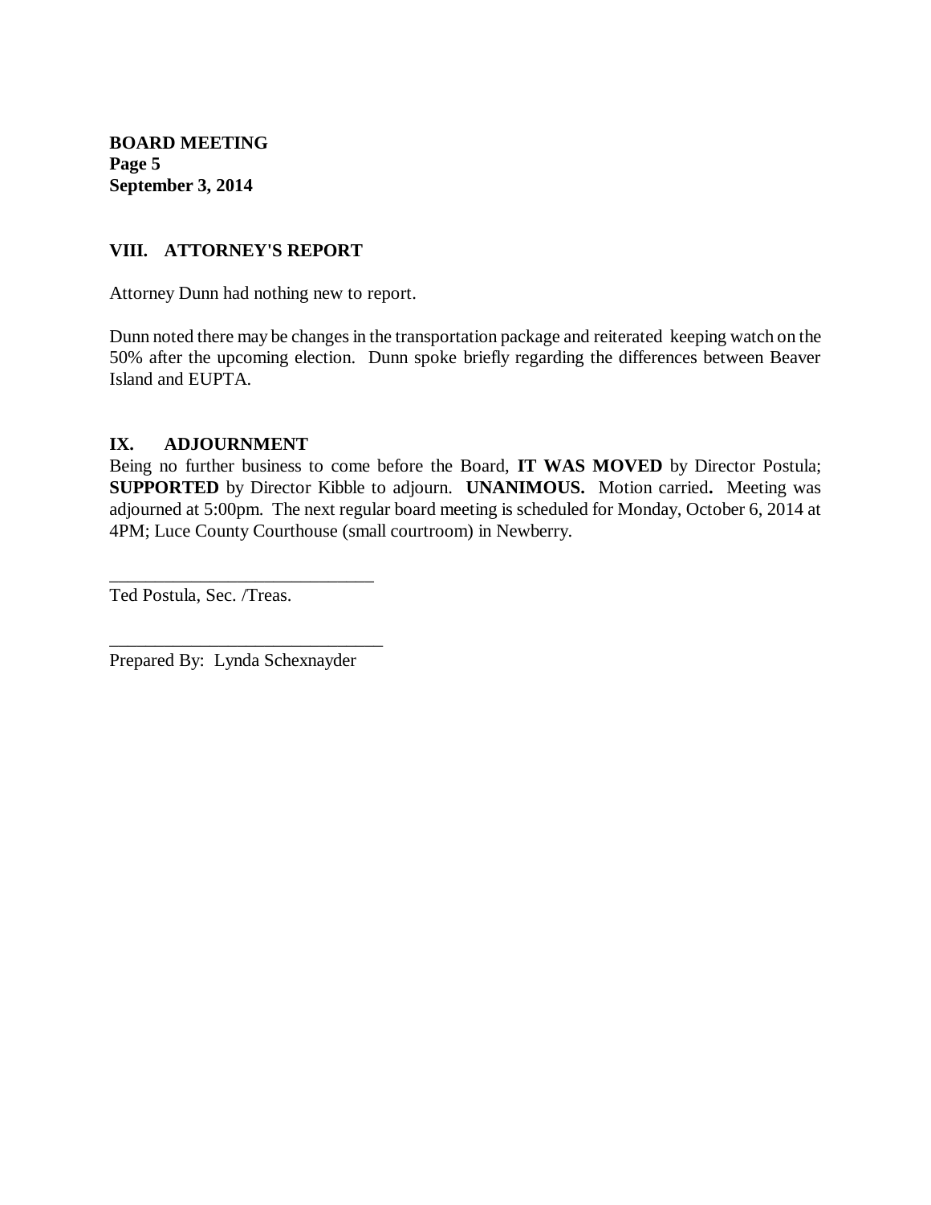**BOARD MEETING**
**Page 5**
**September 3, 2014**

## VIII. ATTORNEY'S REPORT

Attorney Dunn had nothing new to report.

Dunn noted there may be changes in the transportation package and reiterated keeping watch on the 50% after the upcoming election. Dunn spoke briefly regarding the differences between Beaver Island and EUPTA.

## IX. ADJOURNMENT

Being no further business to come before the Board, **IT WAS MOVED** by Director Postula; **SUPPORTED** by Director Kibble to adjourn. **UNANIMOUS.** Motion carried**.** Meeting was adjourned at 5:00pm. The next regular board meeting is scheduled for Monday, October 6, 2014 at 4PM; Luce County Courthouse (small courtroom) in Newberry.

______________________________
Ted Postula, Sec. /Treas.

______________________________
Prepared By: Lynda Schexnayder